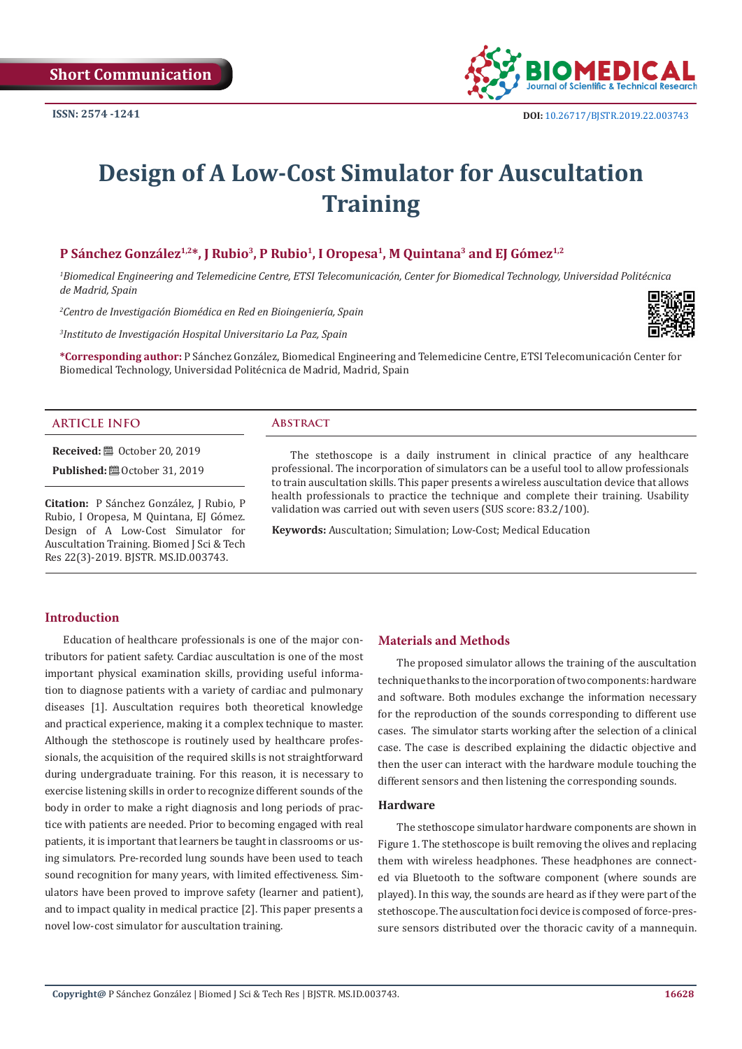Short Communication

ISSN: 2574 -1241

DOI: 10.26717/BJSTR.2019.22.003743

# Design of A Low-Cost Simulator for Auscultation Training

**P Sánchez González[1,2]*, J Rubio[3], P Rubio[1], I Oropesa[1], M Quintana[3] and EJ Gómez[1,2]**

*[1]Biomedical Engineering and Telemedicine Centre, ETSI Telecomunicación, Center for Biomedical Technology, Universidad Politécnica de Madrid, Spain*

*[2]Centro de Investigación Biomédica en Red en Bioingeniería, Spain*

*[3]Instituto de Investigación Hospital Universitario La Paz, Spain*

**\*Corresponding author:** P Sánchez González, Biomedical Engineering and Telemedicine Centre, ETSI Telecomunicación Center for Biomedical Technology, Universidad Politécnica de Madrid, Madrid, Spain

## Article Info

**Received:** October 20, 2019

**Published:** October 31, 2019

**Citation:** P Sánchez González, J Rubio, P Rubio, I Oropesa, M Quintana, EJ Gómez. Design of A Low-Cost Simulator for Auscultation Training. Biomed J Sci & Tech Res 22(3)-2019. BJSTR. MS.ID.003743.

## Abstract

The stethoscope is a daily instrument in clinical practice of any healthcare professional. The incorporation of simulators can be a useful tool to allow professionals to train auscultation skills. This paper presents a wireless auscultation device that allows health professionals to practice the technique and complete their training. Usability validation was carried out with seven users (SUS score: 83.2/100).

**Keywords:** Auscultation; Simulation; Low-Cost; Medical Education

## Introduction

Education of healthcare professionals is one of the major contributors for patient safety. Cardiac auscultation is one of the most important physical examination skills, providing useful information to diagnose patients with a variety of cardiac and pulmonary diseases [1]. Auscultation requires both theoretical knowledge and practical experience, making it a complex technique to master. Although the stethoscope is routinely used by healthcare professionals, the acquisition of the required skills is not straightforward during undergraduate training. For this reason, it is necessary to exercise listening skills in order to recognize different sounds of the body in order to make a right diagnosis and long periods of practice with patients are needed. Prior to becoming engaged with real patients, it is important that learners be taught in classrooms or using simulators. Pre-recorded lung sounds have been used to teach sound recognition for many years, with limited effectiveness. Simulators have been proved to improve safety (learner and patient), and to impact quality in medical practice [2]. This paper presents a novel low-cost simulator for auscultation training.

## Materials and Methods

The proposed simulator allows the training of the auscultation technique thanks to the incorporation of two components: hardware and software. Both modules exchange the information necessary for the reproduction of the sounds corresponding to different use cases. The simulator starts working after the selection of a clinical case. The case is described explaining the didactic objective and then the user can interact with the hardware module touching the different sensors and then listening the corresponding sounds.

### Hardware

The stethoscope simulator hardware components are shown in Figure 1. The stethoscope is built removing the olives and replacing them with wireless headphones. These headphones are connected via Bluetooth to the software component (where sounds are played). In this way, the sounds are heard as if they were part of the stethoscope. The auscultation foci device is composed of force-pressure sensors distributed over the thoracic cavity of a mannequin.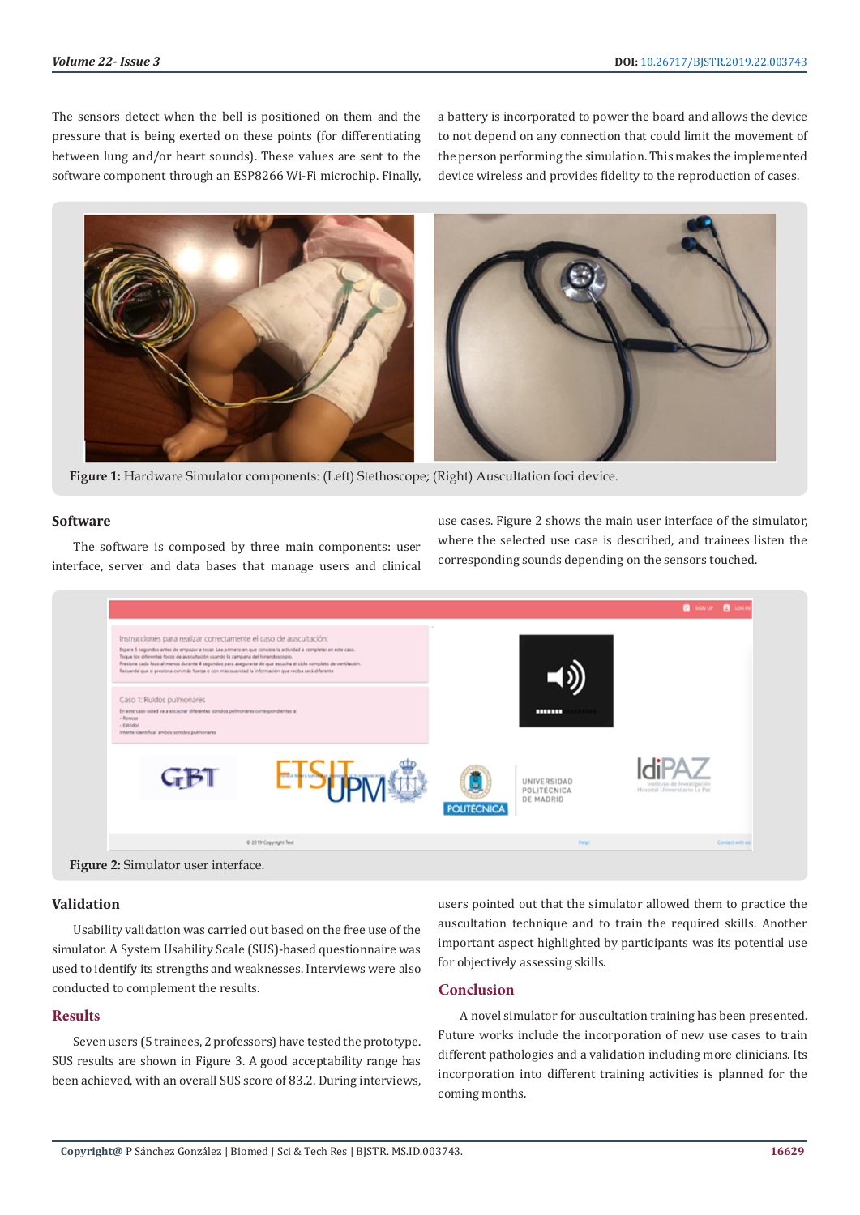The sensors detect when the bell is positioned on them and the pressure that is being exerted on these points (for differentiating between lung and/or heart sounds). These values are sent to the software component through an ESP8266 Wi-Fi microchip. Finally, a battery is incorporated to power the board and allows the device to not depend on any connection that could limit the movement of the person performing the simulation. This makes the implemented device wireless and provides fidelity to the reproduction of cases.

**Figure 1:** Hardware Simulator components: (Left) Stethoscope; (Right) Auscultation foci device.

### Software

The software is composed by three main components: user interface, server and data bases that manage users and clinical use cases. Figure 2 shows the main user interface of the simulator, where the selected use case is described, and trainees listen the corresponding sounds depending on the sensors touched.

**Figure 2:** Simulator user interface.

### Validation

Usability validation was carried out based on the free use of the simulator. A System Usability Scale (SUS)-based questionnaire was used to identify its strengths and weaknesses. Interviews were also conducted to complement the results.

## Results

Seven users (5 trainees, 2 professors) have tested the prototype. SUS results are shown in Figure 3. A good acceptability range has been achieved, with an overall SUS score of 83.2. During interviews, users pointed out that the simulator allowed them to practice the auscultation technique and to train the required skills. Another important aspect highlighted by participants was its potential use for objectively assessing skills.

## Conclusion

A novel simulator for auscultation training has been presented. Future works include the incorporation of new use cases to train different pathologies and a validation including more clinicians. Its incorporation into different training activities is planned for the coming months.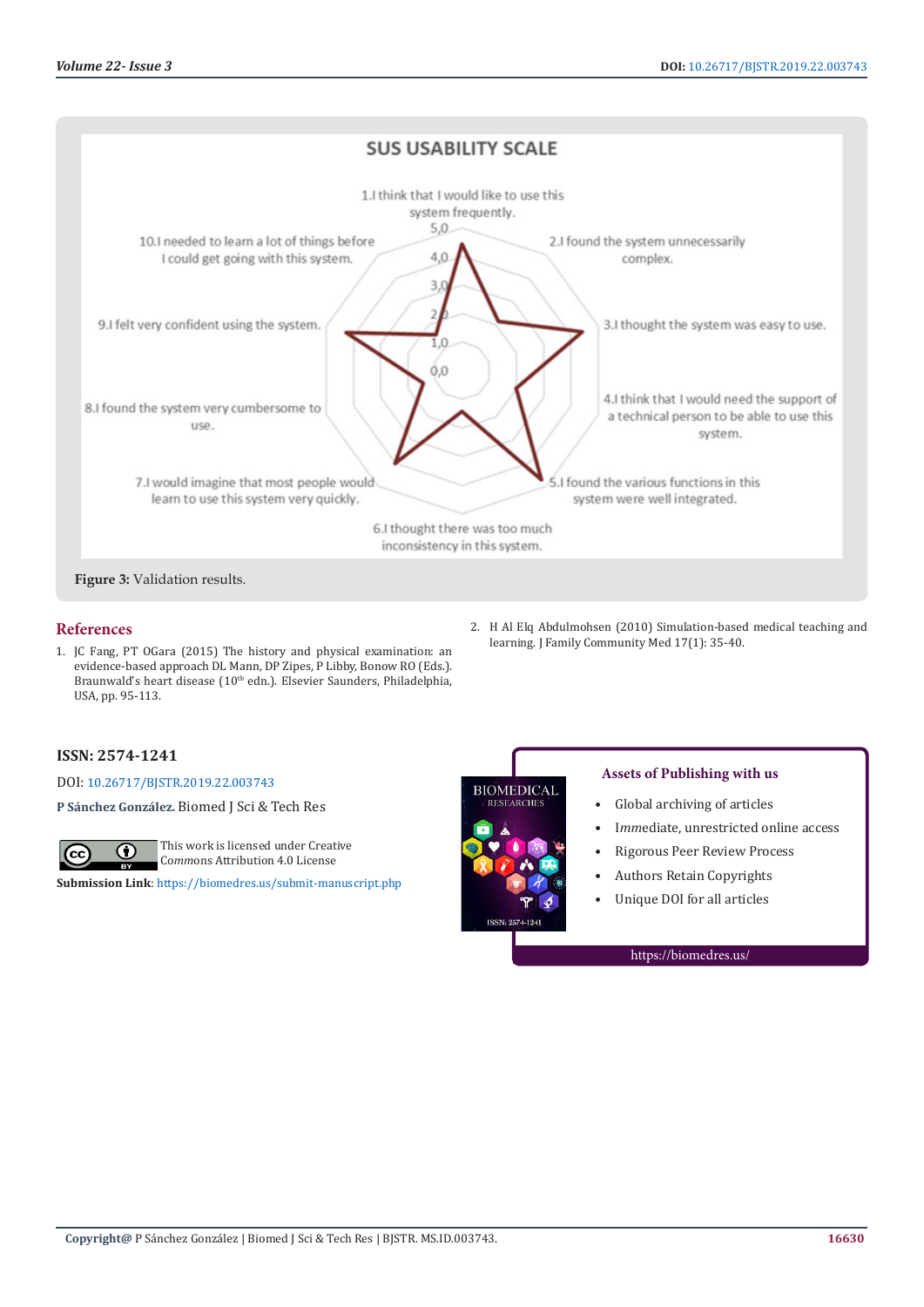SUS USABILITY SCALE

1.I think that I would like to use this system frequently.

2.I found the system unnecessarily complex.

3.I thought the system was easy to use.

4.I think that I would need the support of a technical person to be able to use this system.

5.I found the various functions in this system were well integrated.

6.I thought there was too much inconsistency in this system.

7.I would imagine that most people would learn to use this system very quickly.

8.I found the system very cumbersome to use.

9.I felt very confident using the system.

10.I needed to learn a lot of things before I could get going with this system.

5,0
4,0
3,0
2,0
1,0
0,0

**Figure 3:** Validation results.

## References

1. JC Fang, PT OGara (2015) The history and physical examination: an evidence-based approach DL Mann, DP Zipes, P Libby, Bonow RO (Eds.). Braunwald's heart disease (10th edn.). Elsevier Saunders, Philadelphia, USA, pp. 95-113.
2. H Al Elq Abdulmohsen (2010) Simulation-based medical teaching and learning. J Family Community Med 17(1): 35-40.

**ISSN: 2574-1241**

DOI: 10.26717/BJSTR.2019.22.003743

**P Sánchez González.** Biomed J Sci & Tech Res

This work is licensed under Creative Commons Attribution 4.0 License

**Submission Link**: https://biomedres.us/submit-manuscript.php

BIOMEDICAL RESEARCHES

ISSN: 2574-1241

### Assets of Publishing with us

- Global archiving of articles
- Immediate, unrestricted online access
- Rigorous Peer Review Process
- Authors Retain Copyrights
- Unique DOI for all articles

https://biomedres.us/